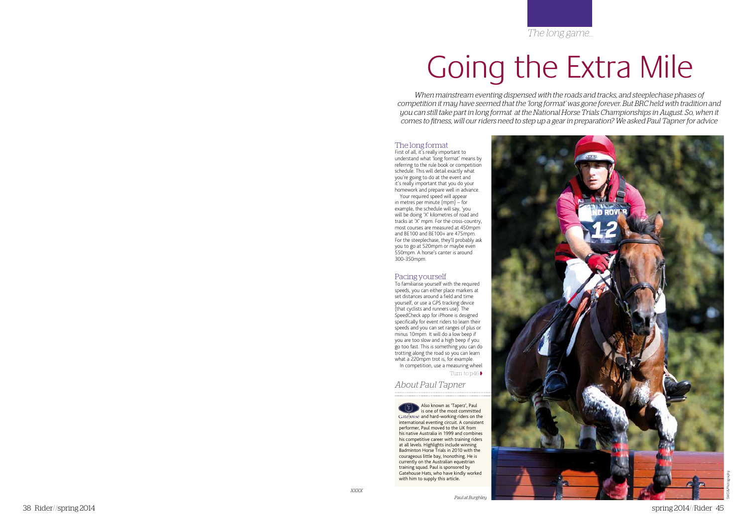*The long game...*

# Going the Extra Mile

*When mainstream eventing dispensed with the roads and tracks, and steeplechase phases of competition it may have seemed that the 'long format' was gone forever. But BRC held with tradition and you can still take part in long format at the National Horse Trials Championships in August. So, when it comes to fitness, will our riders need to step up a gear in preparation? We asked Paul Tapner for advice*

## The long format

First of all, it's really important to understand what 'long format' means by referring to the rule book or competition schedule. This will detail exactly what you're going to do at the event and it's really important that you do your homework and prepare well in advance.

Your required speed will appear in metres per minute (mpm) – for example, the schedule will say, 'you will be doing 'X' kilometres of road and tracks at 'X' mpm. For the cross-country, most courses are measured at 450mpm and BE100 and BE100+ are 475mpm. For the steeplechase, they'll probably ask you to go at 520mpm or maybe even 550mpm. A horse's canter is around 300-350mpm.

## Pacing yourself

To familiarise yourself with the required speeds, you can either place markers at set distances around a field and time yourself, or use a GPS tracking device (that cyclists and runners use). The SpeedCheck app for iPhone is designed specifically for event riders to learn their speeds and you can set ranges of plus or minus 10mpm. It will do a low beep if you are too slow and a high beep if you go too fast. This is something you can do trotting along the road so you can learn what a 220mpm trot is, for example.

In competition, use a measuring wheel

Turn to p46

## *About Paul Tapner*

Also known as 'Taperz', Paul is one of the most committed and hard-working riders on the international eventing circuit. A consistent performer, Paul moved to the UK from his native Australia in 1999 and combines his competitive career with training riders at all levels. Highlights include winning Badminton Horse Trials in 2010 with the courageous little bay, Inonothing. He is currently on the Australian equestrian training squad. Paul is sponsored by Gatehouse Hats, who have kindly worked with him to supply this article.

*Paul at Burghley*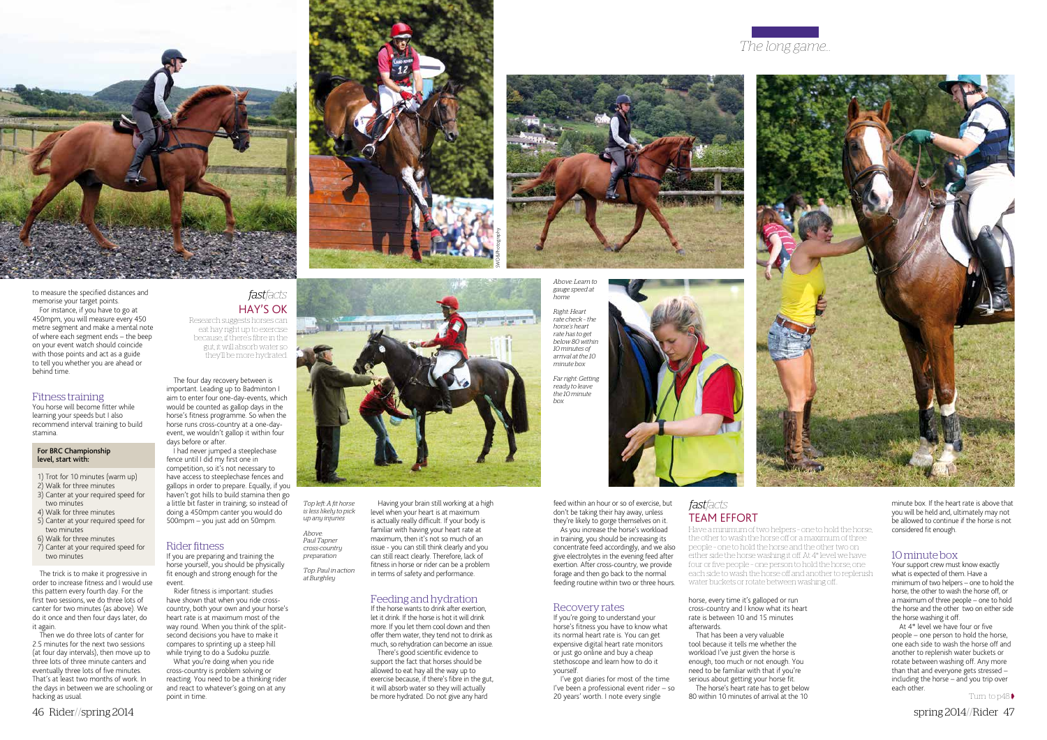to measure the specified distances and memorise your target points.

For instance, if you have to go at 450mpm, you will measure every 450 metre segment and make a mental note of where each segment ends – the beep on your event watch should coincide with those points and act as a guide to tell you whether you are ahead or behind time.

## Fitness training

You horse will become fitter while learning your speeds but I also recommend interval training to build stamina.

**For BRC Championship level, start with:**

1) Trot for 10 minutes (warm up)
2) Walk for three minutes
3) Canter at your required speed for two minutes
4) Walk for three minutes
5) Canter at your required speed for two minutes
6) Walk for three minutes
7) Canter at your required speed for two minutes

The trick is to make it progressive in order to increase fitness and I would use this pattern every fourth day. For the first two sessions, we do three lots of canter for two minutes (as above). We do it once and then four days later, do it again.

Then we do three lots of canter for 2.5 minutes for the next two sessions (at four day intervals), then move up to three lots of three minute canters and eventually three lots of five minutes. That's at least two months of work. In the days in between we are schooling or hacking as usual.

### *fastfacts* HAY'S OK

Research suggests horses can eat hay right up to exercise because, if there's fibre in the gut, it will absorb water so they'll be more hydrated.

The four day recovery between is important. Leading up to Badminton I aim to enter four one-day-events, which would be counted as gallop days in the horse's fitness programme. So when the horse runs cross-country at a one-day-event, we wouldn't gallop it within four days before or after.

I had never jumped a steeplechase fence until I did my first one in competition, so it's not necessary to have access to steeplechase fences and gallops in order to prepare. Equally, if you haven't got hills to build stamina then go a little bit faster in training; so instead of doing a 450mpm canter you would do 500mpm – you just add on 50mpm.

## Rider fitness

If you are preparing and training the horse yourself, you should be physically fit enough and strong enough for the event.

Rider fitness is important: studies have shown that when you ride cross-country, both your own and your horse's heart rate is at maximum most of the way round. When you think of the split-second decisions you have to make it compares to sprinting up a steep hill while trying to do a Sudoku puzzle.

What you're doing when you ride cross-country is problem solving or reacting. You need to be a thinking rider and react to whatever's going on at any point in time.

*Top left: A fit horse is less likely to pick up any injuries*

*Above: Paul Tapner cross-country preparation*

*Top: Paul in action at Burghley*

Having your brain still working at a high level when your heart is at maximum is actually really difficult. If your body is familiar with having your heart rate at maximum, then it's not so much of an issue - you can still think clearly and you can still react clearly. Therefore, lack of fitness in horse or rider can be a problem in terms of safety and performance.

## Feeding and hydration

If the horse wants to drink after exertion, let it drink. If the horse is hot it will drink more. If you let them cool down and then offer them water, they tend not to drink as much, so rehydration can become an issue.

There's good scientific evidence to support the fact that horses should be allowed to eat hay all the way up to exercise because, if there's fibre in the gut, it will absorb water so they will actually be more hydrated. Do not give any hard feed within an hour or so of exercise, but don't be taking their hay away, unless they're likely to gorge themselves on it.

As you increase the horse's workload in training, you should be increasing its concentrate feed accordingly, and we also give electrolytes in the evening feed after exertion. After cross-country, we provide forage and then go back to the normal feeding routine within two or three hours.

*Above: Learn to gauge speed at home*

*Right: Heart rate check - the horse's heart rate has to get below 80 within 10 minutes of arrival at the 10 minute box*

*Far right: Getting ready to leave the 10 minute box*

## Recovery rates

If you're going to understand your horse's fitness you have to know what its normal heart rate is. You can get expensive digital heart rate monitors or just go online and buy a cheap stethoscope and learn how to do it yourself.

I've got diaries for most of the time I've been a professional event rider – so 20 years' worth. I note every single horse, every time it's galloped or run cross-country and I know what its heart rate is between 10 and 15 minutes afterwards.

That has been a very valuable tool because it tells me whether the workload I've just given the horse is enough, too much or not enough. You need to be familiar with that if you're serious about getting your horse fit.

The horse's heart rate has to get below 80 within 10 minutes of arrival at the 10 minute box. If the heart rate is above that you will be held and, ultimately may not be allowed to continue if the horse is not considered fit enough.

### *fastfacts* TEAM EFFORT

Have a minimum of two helpers - one to hold the horse, the other to wash the horse off or a maximum of three people - one to hold the horse and the other two on either side the horse washing it off. At 4* level we have four or five people - one person to hold the horse, one each side to wash the horse off and another to replenish water buckets or rotate between washing off.

## 10 minute box

Your support crew must know exactly what is expected of them. Have a minimum of two helpers – one to hold the horse, the other to wash the horse off, or a maximum of three people – one to hold the horse and the other two on either side the horse washing it off.

At 4* level we have four or five people – one person to hold the horse, one each side to wash the horse off and another to replenish water buckets or rotate between washing off. Any more than that and everyone gets stressed – including the horse – and you trip over each other.

Turn to p48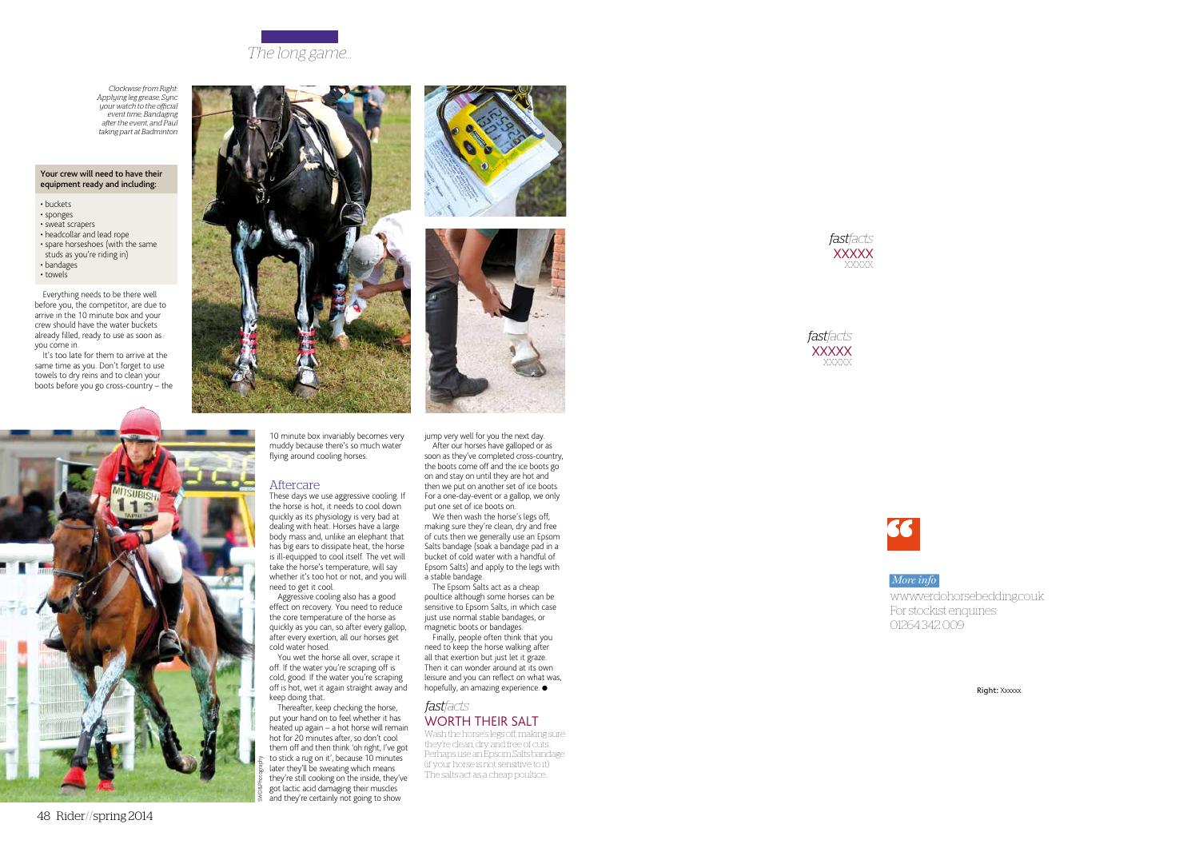*Clockwise from Right: Applying leg grease; Sync your watch to the official event time; Bandaging after the event, and Paul taking part at Badminton*

**Your crew will need to have their equipment ready and including:**

- buckets
- sponges
- sweat scrapers
- headcollar and lead rope
- spare horseshoes (with the same studs as you're riding in)
- bandages
- towels

Everything needs to be there well before you, the competitor, are due to arrive in the 10 minute box and your crew should have the water buckets already filled, ready to use as soon as you come in.

It's too late for them to arrive at the same time as you. Don't forget to use towels to dry reins and to clean your boots before you go cross-country – the 10 minute box invariably becomes very muddy because there's so much water flying around cooling horses.

## Aftercare

These days we use aggressive cooling. If the horse is hot, it needs to cool down quickly as its physiology is very bad at dealing with heat. Horses have a large body mass and, unlike an elephant that has big ears to dissipate heat, the horse is ill-equipped to cool itself. The vet will take the horse's temperature, will say whether it's too hot or not, and you will need to get it cool.

Aggressive cooling also has a good effect on recovery. You need to reduce the core temperature of the horse as quickly as you can, so after every gallop, after every exertion, all our horses get cold water hosed.

You wet the horse all over, scrape it off. If the water you're scraping off is cold, good. If the water you're scraping off is hot, wet it again straight away and keep doing that.

Thereafter, keep checking the horse, put your hand on to feel whether it has heated up again – a hot horse will remain hot for 20 minutes after, so don't cool them off and then think 'oh right, I've got to stick a rug on it', because 10 minutes later they'll be sweating which means they're still cooking on the inside, they've got lactic acid damaging their muscles and they're certainly not going to show jump very well for you the next day.

After our horses have galloped or as soon as they've completed cross-country, the boots come off and the ice boots go on and stay on until they are hot and then we put on another set of ice boots. For a one-day-event or a gallop, we only put one set of ice boots on.

We then wash the horse's legs off, making sure they're clean, dry and free of cuts then we generally use an Epsom Salts bandage (soak a bandage pad in a bucket of cold water with a handful of Epsom Salts) and apply to the legs with a stable bandage.

The Epsom Salts act as a cheap poultice although some horses can be sensitive to Epsom Salts, in which case just use normal stable bandages, or magnetic boots or bandages.

Finally, people often think that you need to keep the horse walking after all that exertion but just let it graze. Then it can wonder around at its own leisure and you can reflect on what was, hopefully, an amazing experience. ●

SWDAPhotography

### *fastfacts*

### WORTH THEIR SALT

Wash the horse's legs off, making sure they're clean, dry and free of cuts. Perhaps use an Epsom Salts bandage (if your horse is not sensitive to it). The salts act as a cheap poultice.

*fastfacts*
XXXXX
XXXXX

*fastfacts*
XXXXX
XXXXX

*More info*
www.verdohorsebedding.co.uk
For stockist enquiries:
01264 342 009

**Right:** Xxxxxx